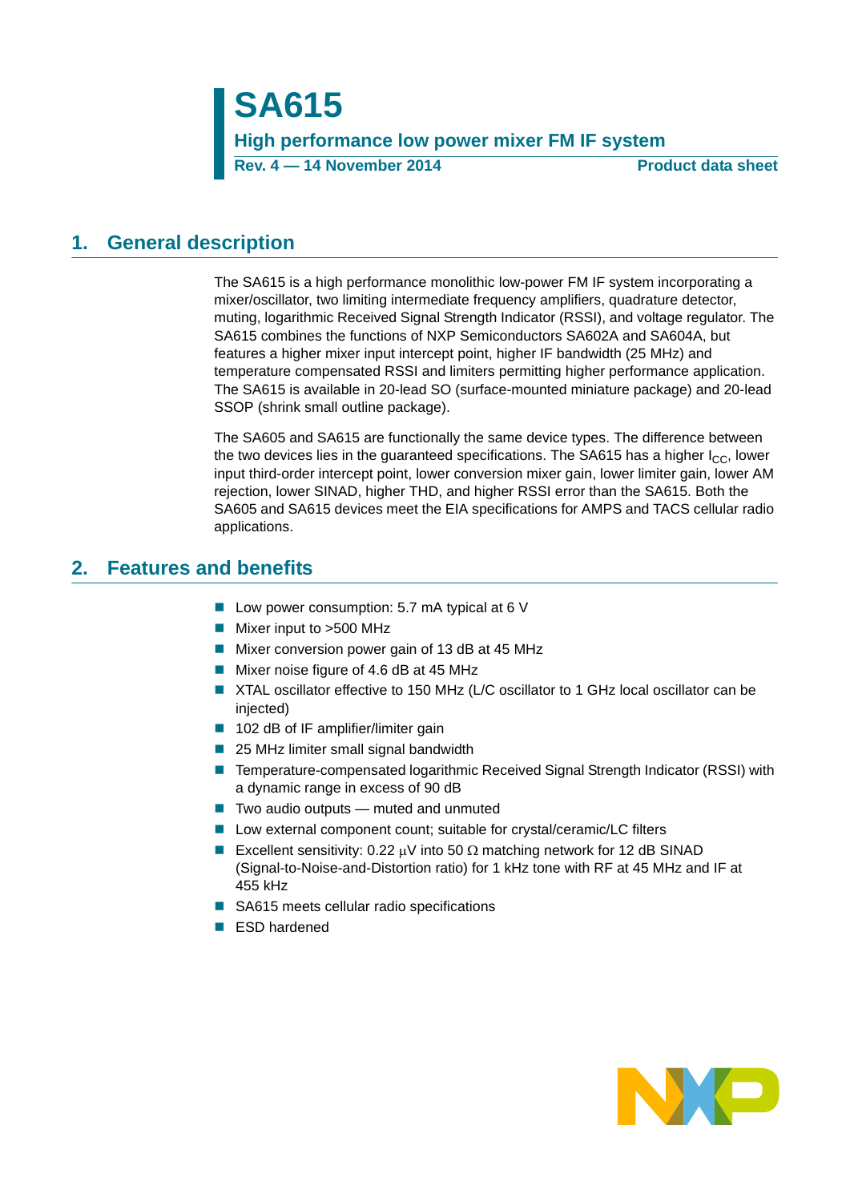# SA615

## High performance low power mixer FM IF system

**Rev. 4 — 14 November 2014** **Product data sheet**

## 1. General description

The SA615 is a high performance monolithic low-power FM IF system incorporating a mixer/oscillator, two limiting intermediate frequency amplifiers, quadrature detector, muting, logarithmic Received Signal Strength Indicator (RSSI), and voltage regulator. The SA615 combines the functions of NXP Semiconductors SA602A and SA604A, but features a higher mixer input intercept point, higher IF bandwidth (25 MHz) and temperature compensated RSSI and limiters permitting higher performance application. The SA615 is available in 20-lead SO (surface-mounted miniature package) and 20-lead SSOP (shrink small outline package).

The SA605 and SA615 are functionally the same device types. The difference between the two devices lies in the guaranteed specifications. The SA615 has a higher $I_{CC}$, lower input third-order intercept point, lower conversion mixer gain, lower limiter gain, lower AM rejection, lower SINAD, higher THD, and higher RSSI error than the SA615. Both the SA605 and SA615 devices meet the EIA specifications for AMPS and TACS cellular radio applications.

## 2. Features and benefits

- Low power consumption: 5.7 mA typical at 6 V
- Mixer input to >500 MHz
- Mixer conversion power gain of 13 dB at 45 MHz
- Mixer noise figure of 4.6 dB at 45 MHz
- XTAL oscillator effective to 150 MHz (L/C oscillator to 1 GHz local oscillator can be injected)
- 102 dB of IF amplifier/limiter gain
- 25 MHz limiter small signal bandwidth
- Temperature-compensated logarithmic Received Signal Strength Indicator (RSSI) with a dynamic range in excess of 90 dB
- Two audio outputs — muted and unmuted
- Low external component count; suitable for crystal/ceramic/LC filters
- Excellent sensitivity: 0.22 μV into 50 Ω matching network for 12 dB SINAD (Signal-to-Noise-and-Distortion ratio) for 1 kHz tone with RF at 45 MHz and IF at 455 kHz
- SA615 meets cellular radio specifications
- ESD hardened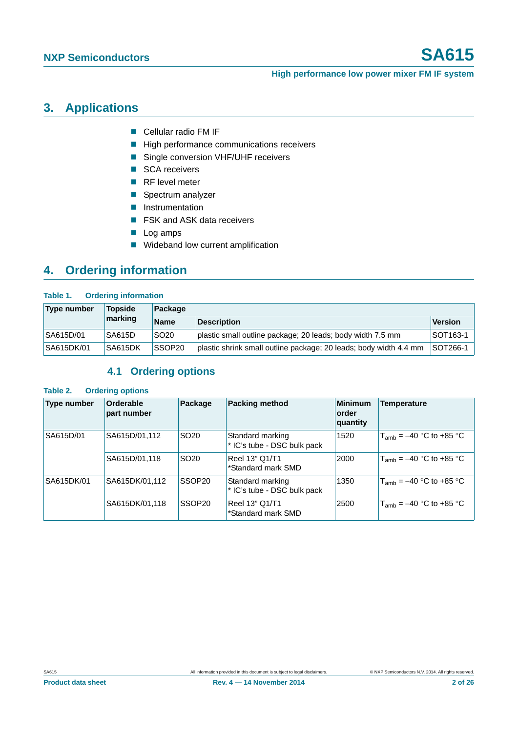## 3. Applications

- Cellular radio FM IF
- High performance communications receivers
- Single conversion VHF/UHF receivers
- SCA receivers
- RF level meter
- Spectrum analyzer
- Instrumentation
- FSK and ASK data receivers
- Log amps
- Wideband low current amplification

## 4. Ordering information

**Table 1. Ordering information**

| Type number | Topside marking | Package | | |
|---|---|---|---|---|
| | | Name | Description | Version |
| SA615D/01 | SA615D | SO20 | plastic small outline package; 20 leads; body width 7.5 mm | SOT163-1 |
| SA615DK/01 | SA615DK | SSOP20 | plastic shrink small outline package; 20 leads; body width 4.4 mm | SOT266-1 |

### 4.1 Ordering options

**Table 2. Ordering options**

| Type number | Orderable part number | Package | Packing method | Minimum order quantity | Temperature |
|---|---|---|---|---|---|
| SA615D/01 | SA615D/01,112 | SO20 | Standard marking * IC's tube - DSC bulk pack | 1520 | $T_{amb}$ = −40 °C to +85 °C |
| | SA615D/01,118 | SO20 | Reel 13" Q1/T1 *Standard mark SMD | 2000 | $T_{amb}$ = −40 °C to +85 °C |
| SA615DK/01 | SA615DK/01,112 | SSOP20 | Standard marking * IC's tube - DSC bulk pack | 1350 | $T_{amb}$ = −40 °C to +85 °C |
| | SA615DK/01,118 | SSOP20 | Reel 13" Q1/T1 *Standard mark SMD | 2500 | $T_{amb}$ = −40 °C to +85 °C |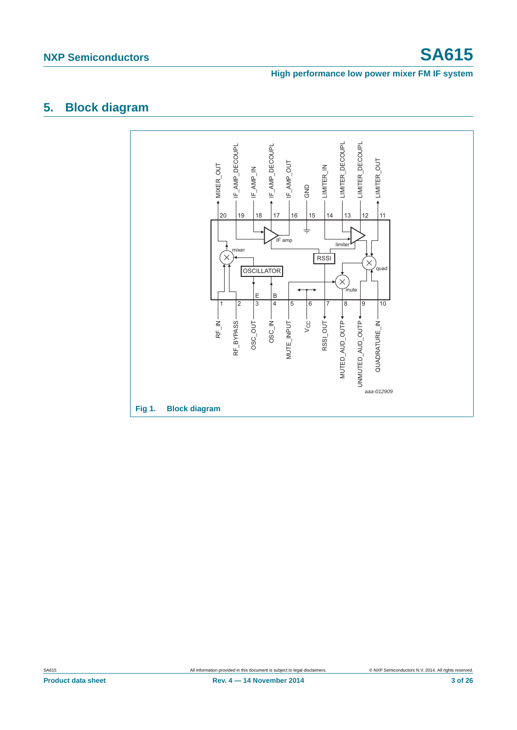## 5. Block diagram

Fig 1. Block diagram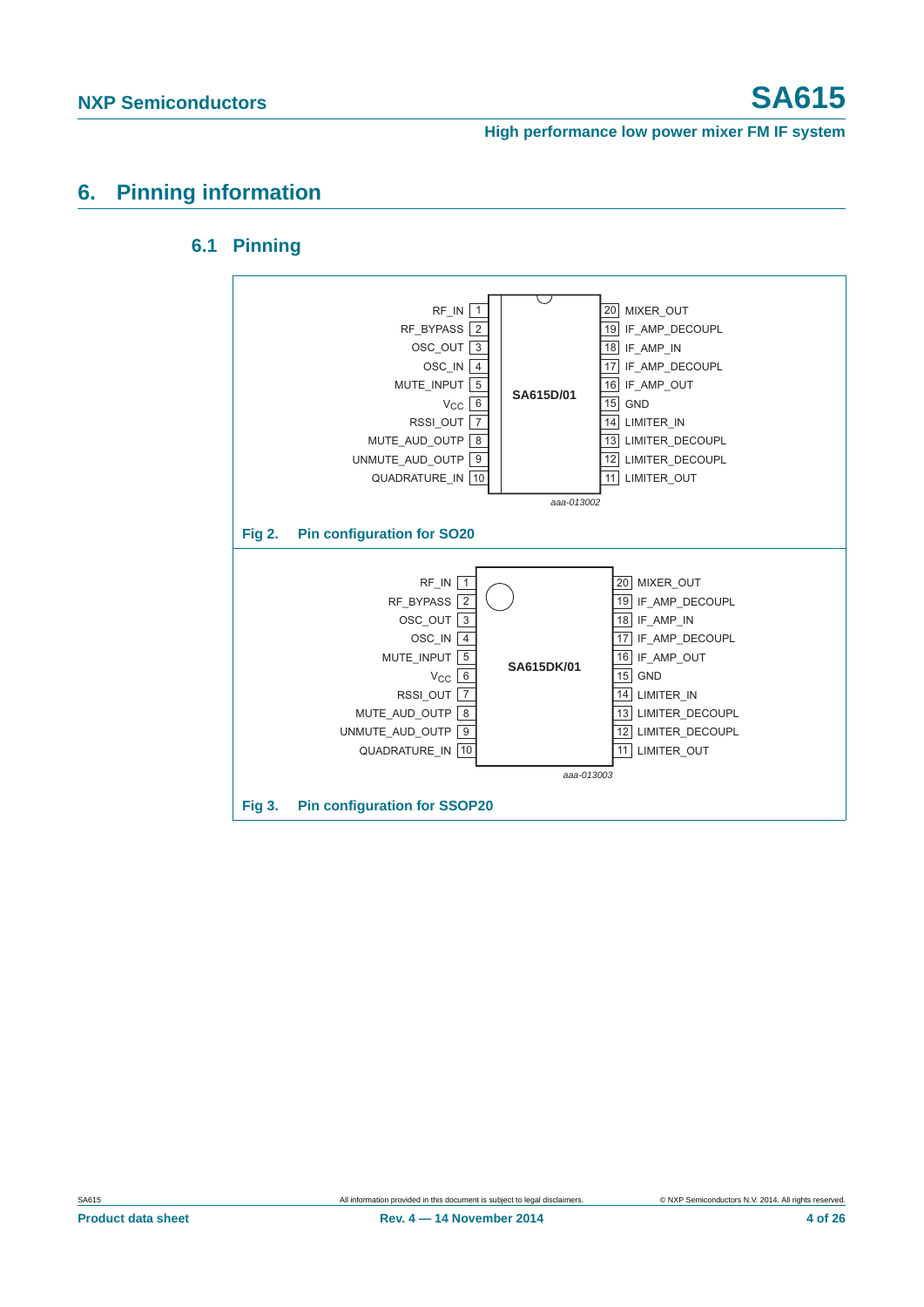## 6. Pinning information

### 6.1 Pinning

| Pin | Left side | Pin | Right side |
|---|---|---|---|
| 1 | RF_IN | 20 | MIXER_OUT |
| 2 | RF_BYPASS | 19 | IF_AMP_DECOUPL |
| 3 | OSC_OUT | 18 | IF_AMP_IN |
| 4 | OSC_IN | 17 | IF_AMP_DECOUPL |
| 5 | MUTE_INPUT | 16 | IF_AMP_OUT |
| 6 | $V_{CC}$ | 15 | GND |
| 7 | RSSI_OUT | 14 | LIMITER_IN |
| 8 | MUTE_AUD_OUTP | 13 | LIMITER_DECOUPL |
| 9 | UNMUTE_AUD_OUTP | 12 | LIMITER_DECOUPL |
| 10 | QUADRATURE_IN | 11 | LIMITER_OUT |

SA615D/01

aaa-013002

**Fig 2. Pin configuration for SO20**

| Pin | Left side | Pin | Right side |
|---|---|---|---|
| 1 | RF_IN | 20 | MIXER_OUT |
| 2 | RF_BYPASS | 19 | IF_AMP_DECOUPL |
| 3 | OSC_OUT | 18 | IF_AMP_IN |
| 4 | OSC_IN | 17 | IF_AMP_DECOUPL |
| 5 | MUTE_INPUT | 16 | IF_AMP_OUT |
| 6 | $V_{CC}$ | 15 | GND |
| 7 | RSSI_OUT | 14 | LIMITER_IN |
| 8 | MUTE_AUD_OUTP | 13 | LIMITER_DECOUPL |
| 9 | UNMUTE_AUD_OUTP | 12 | LIMITER_DECOUPL |
| 10 | QUADRATURE_IN | 11 | LIMITER_OUT |

SA615DK/01

aaa-013003

**Fig 3. Pin configuration for SSOP20**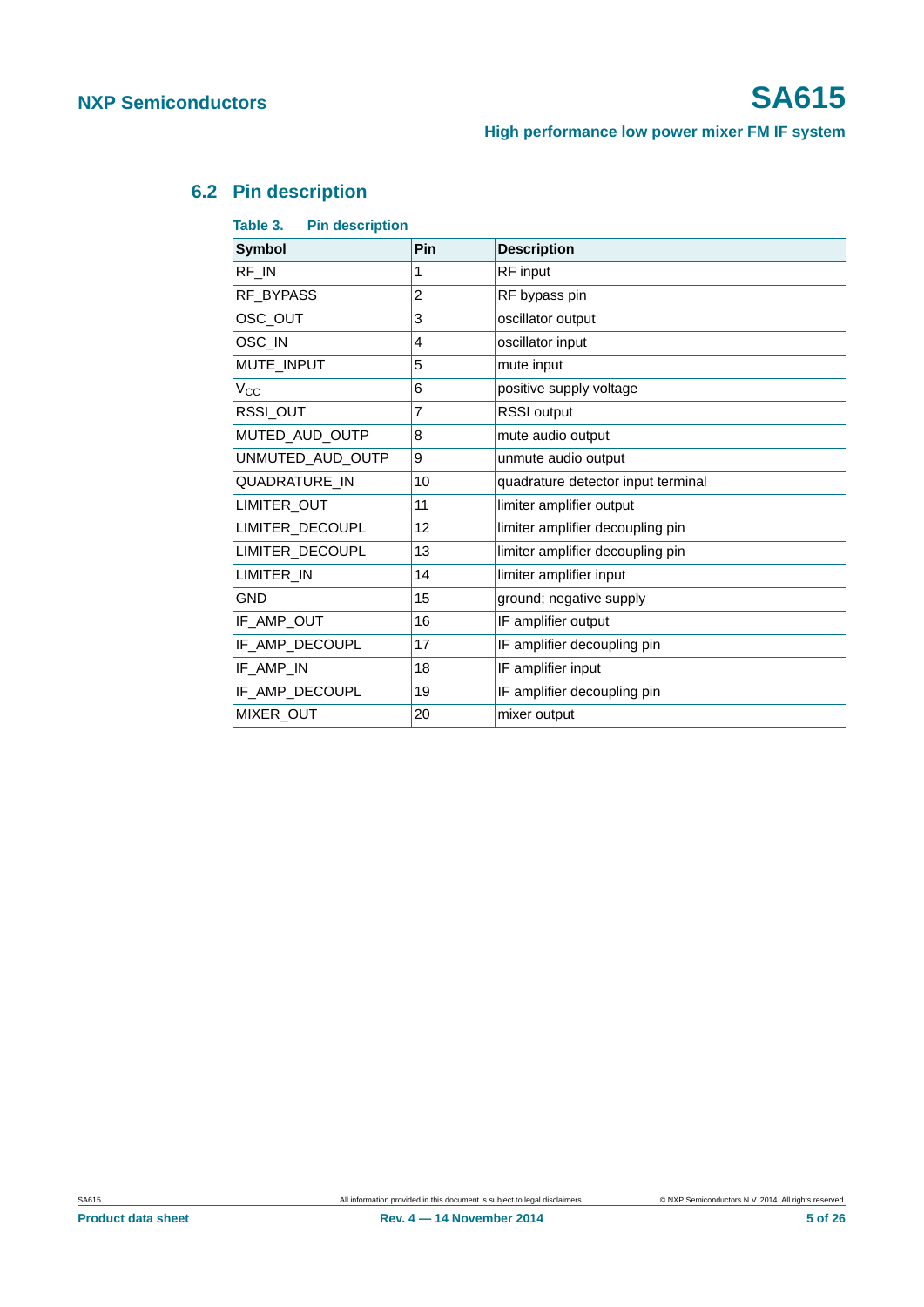### 6.2 Pin description

**Table 3. Pin description**

| Symbol | Pin | Description |
|---|---|---|
| RF_IN | 1 | RF input |
| RF_BYPASS | 2 | RF bypass pin |
| OSC_OUT | 3 | oscillator output |
| OSC_IN | 4 | oscillator input |
| MUTE_INPUT | 5 | mute input |
| $V_{CC}$ | 6 | positive supply voltage |
| RSSI_OUT | 7 | RSSI output |
| MUTED_AUD_OUTP | 8 | mute audio output |
| UNMUTED_AUD_OUTP | 9 | unmute audio output |
| QUADRATURE_IN | 10 | quadrature detector input terminal |
| LIMITER_OUT | 11 | limiter amplifier output |
| LIMITER_DECOUPL | 12 | limiter amplifier decoupling pin |
| LIMITER_DECOUPL | 13 | limiter amplifier decoupling pin |
| LIMITER_IN | 14 | limiter amplifier input |
| GND | 15 | ground; negative supply |
| IF_AMP_OUT | 16 | IF amplifier output |
| IF_AMP_DECOUPL | 17 | IF amplifier decoupling pin |
| IF_AMP_IN | 18 | IF amplifier input |
| IF_AMP_DECOUPL | 19 | IF amplifier decoupling pin |
| MIXER_OUT | 20 | mixer output |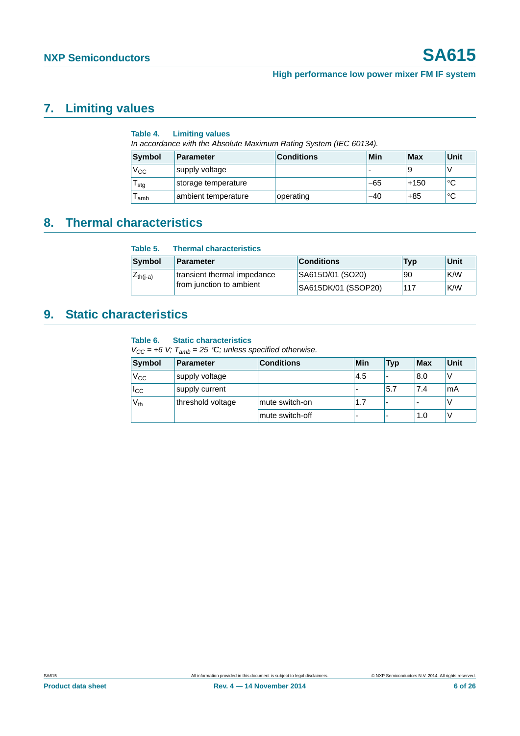## 7. Limiting values

**Table 4. Limiting values**

*In accordance with the Absolute Maximum Rating System (IEC 60134).*

| Symbol | Parameter | Conditions | Min | Max | Unit |
|---|---|---|---|---|---|
| $V_{CC}$ | supply voltage | | - | 9 | V |
| $T_{stg}$ | storage temperature | | −65 | +150 | °C |
| $T_{amb}$ | ambient temperature | operating | −40 | +85 | °C |

## 8. Thermal characteristics

**Table 5. Thermal characteristics**

| Symbol | Parameter | Conditions | Typ | Unit |
|---|---|---|---|---|
| $Z_{th(j-a)}$ | transient thermal impedance from junction to ambient | SA615D/01 (SO20) | 90 | K/W |
| | | SA615DK/01 (SSOP20) | 117 | K/W |

## 9. Static characteristics

**Table 6. Static characteristics**

*$V_{CC}$ = +6 V; $T_{amb}$ = 25 °C; unless specified otherwise.*

| Symbol | Parameter | Conditions | Min | Typ | Max | Unit |
|---|---|---|---|---|---|---|
| $V_{CC}$ | supply voltage | | 4.5 | - | 8.0 | V |
| $I_{CC}$ | supply current | | - | 5.7 | 7.4 | mA |
| $V_{th}$ | threshold voltage | mute switch-on | 1.7 | - | - | V |
| | | mute switch-off | - | - | 1.0 | V |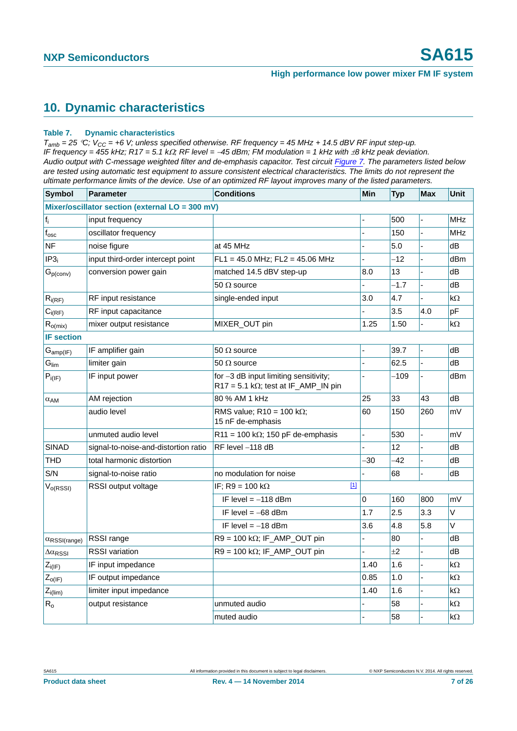## 10. Dynamic characteristics

**Table 7. Dynamic characteristics**

*$T_{amb}$ = 25 °C; $V_{CC}$ = +6 V; unless specified otherwise. RF frequency = 45 MHz + 14.5 dBV RF input step-up. IF frequency = 455 kHz; R17 = 5.1 kΩ; RF level = −45 dBm; FM modulation = 1 kHz with ±8 kHz peak deviation. Audio output with C-message weighted filter and de-emphasis capacitor. Test circuit Figure 7. The parameters listed below are tested using automatic test equipment to assure consistent electrical characteristics. The limits do not represent the ultimate performance limits of the device. Use of an optimized RF layout improves many of the listed parameters.*

| Symbol | Parameter | Conditions | Min | Typ | Max | Unit |
|---|---|---|---|---|---|---|
| **Mixer/oscillator section (external LO = 300 mV)** | | | | | | |
| $f_i$ | input frequency | | - | 500 | - | MHz |
| $f_{osc}$ | oscillator frequency | | - | 150 | - | MHz |
| NF | noise figure | at 45 MHz | - | 5.0 | - | dB |
| $IP3_i$ | input third-order intercept point | FL1 = 45.0 MHz; FL2 = 45.06 MHz | - | −12 | - | dBm |
| $G_{p(conv)}$ | conversion power gain | matched 14.5 dBV step-up | 8.0 | 13 | - | dB |
| | | 50 Ω source | - | −1.7 | - | dB |
| $R_{i(RF)}$ | RF input resistance | single-ended input | 3.0 | 4.7 | - | kΩ |
| $C_{i(RF)}$ | RF input capacitance | | - | 3.5 | 4.0 | pF |
| $R_{o(mix)}$ | mixer output resistance | MIXER_OUT pin | 1.25 | 1.50 | - | kΩ |
| **IF section** | | | | | | |
| $G_{amp(IF)}$ | IF amplifier gain | 50 Ω source | - | 39.7 | - | dB |
| $G_{lim}$ | limiter gain | 50 Ω source | - | 62.5 | - | dB |
| $P_{i(IF)}$ | IF input power | for −3 dB input limiting sensitivity; R17 = 5.1 kΩ; test at IF_AMP_IN pin | - | −109 | - | dBm |
| $\alpha_{AM}$ | AM rejection | 80 % AM 1 kHz | 25 | 33 | 43 | dB |
| | audio level | RMS value; R10 = 100 kΩ; 15 nF de-emphasis | 60 | 150 | 260 | mV |
| | unmuted audio level | R11 = 100 kΩ; 150 pF de-emphasis | - | 530 | - | mV |
| SINAD | signal-to-noise-and-distortion ratio | RF level −118 dB | - | 12 | - | dB |
| THD | total harmonic distortion | | −30 | −42 | - | dB |
| S/N | signal-to-noise ratio | no modulation for noise | - | 68 | - | dB |
| $V_{o(RSSI)}$ | RSSI output voltage | IF; R9 = 100 kΩ [1] | | | | |
| | | IF level = −118 dBm | 0 | 160 | 800 | mV |
| | | IF level = −68 dBm | 1.7 | 2.5 | 3.3 | V |
| | | IF level = −18 dBm | 3.6 | 4.8 | 5.8 | V |
| $\alpha_{RSSI(range)}$ | RSSI range | R9 = 100 kΩ; IF_AMP_OUT pin | - | 80 | - | dB |
| $\Delta\alpha_{RSSI}$ | RSSI variation | R9 = 100 kΩ; IF_AMP_OUT pin | - | ±2 | - | dB |
| $Z_{i(IF)}$ | IF input impedance | | 1.40 | 1.6 | - | kΩ |
| $Z_{o(IF)}$ | IF output impedance | | 0.85 | 1.0 | - | kΩ |
| $Z_{i(lim)}$ | limiter input impedance | | 1.40 | 1.6 | - | kΩ |
| $R_o$ | output resistance | unmuted audio | - | 58 | - | kΩ |
| | | muted audio | - | 58 | - | kΩ |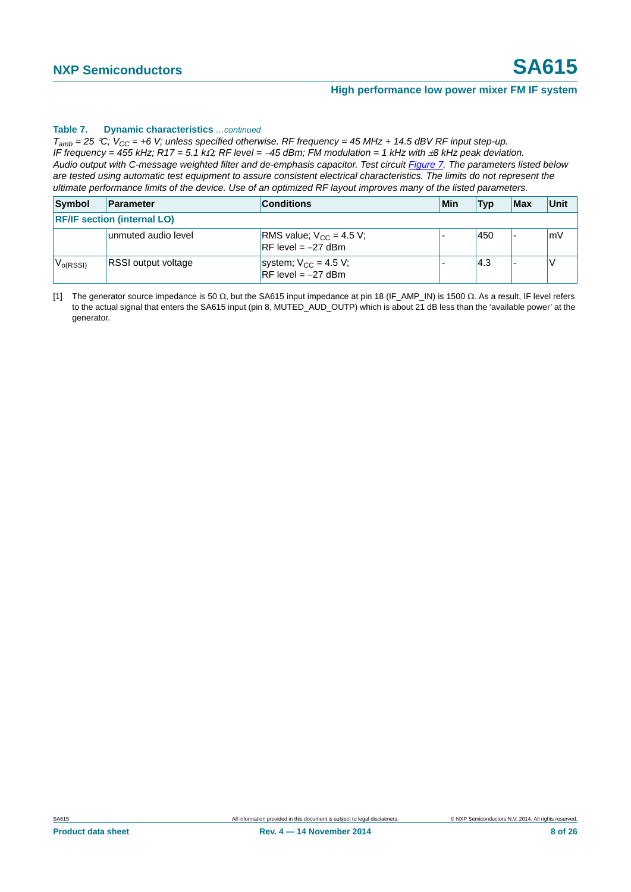**Table 7. Dynamic characteristics** *...continued*

*$T_{amb}$ = 25 °C; $V_{CC}$ = +6 V; unless specified otherwise. RF frequency = 45 MHz + 14.5 dBV RF input step-up. IF frequency = 455 kHz; R17 = 5.1 kΩ; RF level = −45 dBm; FM modulation = 1 kHz with ±8 kHz peak deviation. Audio output with C-message weighted filter and de-emphasis capacitor. Test circuit Figure 7. The parameters listed below are tested using automatic test equipment to assure consistent electrical characteristics. The limits do not represent the ultimate performance limits of the device. Use of an optimized RF layout improves many of the listed parameters.*

| Symbol | Parameter | Conditions | Min | Typ | Max | Unit |
|---|---|---|---|---|---|---|
| **RF/IF section (internal LO)** | | | | | | |
| | unmuted audio level | RMS value; $V_{CC}$ = 4.5 V; RF level = −27 dBm | - | 450 | - | mV |
| $V_{o(RSSI)}$ | RSSI output voltage | system; $V_{CC}$ = 4.5 V; RF level = −27 dBm | - | 4.3 | - | V |

[1] The generator source impedance is 50 Ω, but the SA615 input impedance at pin 18 (IF_AMP_IN) is 1500 Ω. As a result, IF level refers to the actual signal that enters the SA615 input (pin 8, MUTED_AUD_OUTP) which is about 21 dB less than the 'available power' at the generator.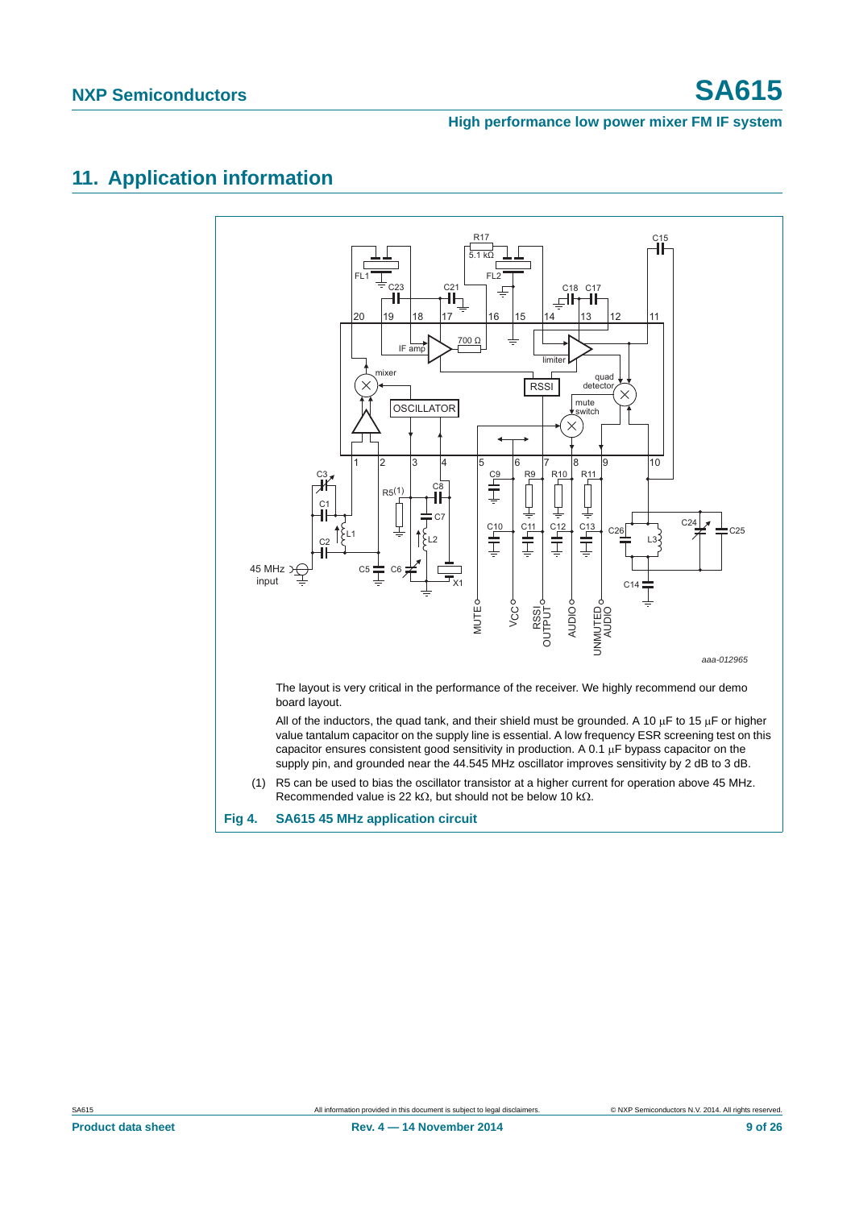# 11. Application information

The layout is very critical in the performance of the receiver. We highly recommend our demo board layout.

All of the inductors, the quad tank, and their shield must be grounded. A 10 μF to 15 μF or higher value tantalum capacitor on the supply line is essential. A low frequency ESR screening test on this capacitor ensures consistent good sensitivity in production. A 0.1 μF bypass capacitor on the supply pin, and grounded near the 44.545 MHz oscillator improves sensitivity by 2 dB to 3 dB.

(1) R5 can be used to bias the oscillator transistor at a higher current for operation above 45 MHz. Recommended value is 22 kΩ, but should not be below 10 kΩ.

**Fig 4. SA615 45 MHz application circuit**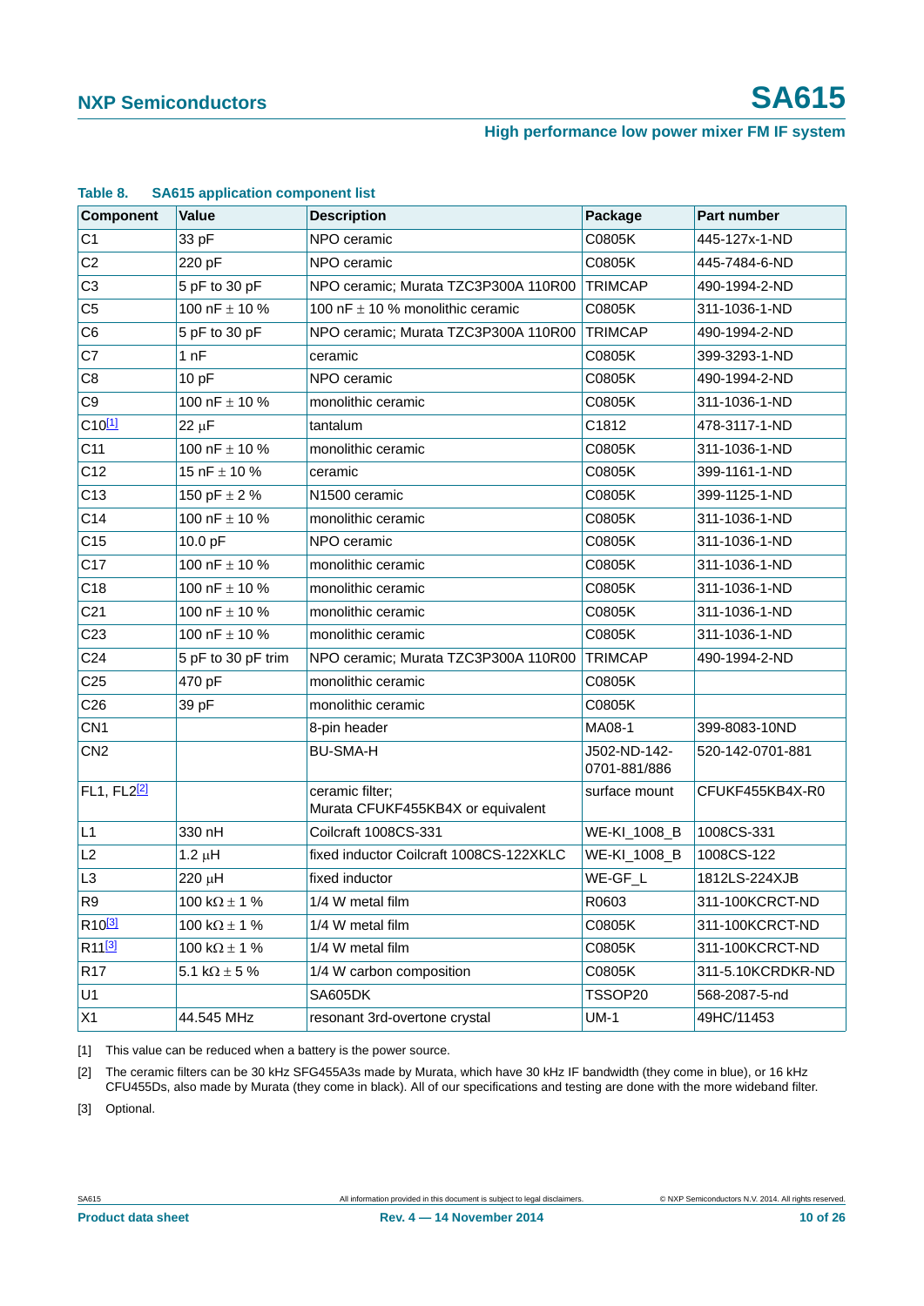**Table 8. SA615 application component list**

| Component | Value | Description | Package | Part number |
|---|---|---|---|---|
| C1 | 33 pF | NPO ceramic | C0805K | 445-127x-1-ND |
| C2 | 220 pF | NPO ceramic | C0805K | 445-7484-6-ND |
| C3 | 5 pF to 30 pF | NPO ceramic; Murata TZC3P300A 110R00 | TRIMCAP | 490-1994-2-ND |
| C5 | 100 nF ± 10 % | 100 nF ± 10 % monolithic ceramic | C0805K | 311-1036-1-ND |
| C6 | 5 pF to 30 pF | NPO ceramic; Murata TZC3P300A 110R00 | TRIMCAP | 490-1994-2-ND |
| C7 | 1 nF | ceramic | C0805K | 399-3293-1-ND |
| C8 | 10 pF | NPO ceramic | C0805K | 490-1994-2-ND |
| C9 | 100 nF ± 10 % | monolithic ceramic | C0805K | 311-1036-1-ND |
| C10[1] | 22 μF | tantalum | C1812 | 478-3117-1-ND |
| C11 | 100 nF ± 10 % | monolithic ceramic | C0805K | 311-1036-1-ND |
| C12 | 15 nF ± 10 % | ceramic | C0805K | 399-1161-1-ND |
| C13 | 150 pF ± 2 % | N1500 ceramic | C0805K | 399-1125-1-ND |
| C14 | 100 nF ± 10 % | monolithic ceramic | C0805K | 311-1036-1-ND |
| C15 | 10.0 pF | NPO ceramic | C0805K | 311-1036-1-ND |
| C17 | 100 nF ± 10 % | monolithic ceramic | C0805K | 311-1036-1-ND |
| C18 | 100 nF ± 10 % | monolithic ceramic | C0805K | 311-1036-1-ND |
| C21 | 100 nF ± 10 % | monolithic ceramic | C0805K | 311-1036-1-ND |
| C23 | 100 nF ± 10 % | monolithic ceramic | C0805K | 311-1036-1-ND |
| C24 | 5 pF to 30 pF trim | NPO ceramic; Murata TZC3P300A 110R00 | TRIMCAP | 490-1994-2-ND |
| C25 | 470 pF | monolithic ceramic | C0805K | |
| C26 | 39 pF | monolithic ceramic | C0805K | |
| CN1 | | 8-pin header | MA08-1 | 399-8083-10ND |
| CN2 | | BU-SMA-H | J502-ND-142-0701-881/886 | 520-142-0701-881 |
| FL1, FL2[2] | | ceramic filter; Murata CFUKF455KB4X or equivalent | surface mount | CFUKF455KB4X-R0 |
| L1 | 330 nH | Coilcraft 1008CS-331 | WE-KI_1008_B | 1008CS-331 |
| L2 | 1.2 μH | fixed inductor Coilcraft 1008CS-122XKLC | WE-KI_1008_B | 1008CS-122 |
| L3 | 220 μH | fixed inductor | WE-GF_L | 1812LS-224XJB |
| R9 | 100 kΩ ± 1 % | 1/4 W metal film | R0603 | 311-100KCRCT-ND |
| R10[3] | 100 kΩ ± 1 % | 1/4 W metal film | C0805K | 311-100KCRCT-ND |
| R11[3] | 100 kΩ ± 1 % | 1/4 W metal film | C0805K | 311-100KCRCT-ND |
| R17 | 5.1 kΩ ± 5 % | 1/4 W carbon composition | C0805K | 311-5.10KCRDKR-ND |
| U1 | | SA605DK | TSSOP20 | 568-2087-5-nd |
| X1 | 44.545 MHz | resonant 3rd-overtone crystal | UM-1 | 49HC/11453 |

[1] This value can be reduced when a battery is the power source.

[2] The ceramic filters can be 30 kHz SFG455A3s made by Murata, which have 30 kHz IF bandwidth (they come in blue), or 16 kHz CFU455Ds, also made by Murata (they come in black). All of our specifications and testing are done with the more wideband filter.

[3] Optional.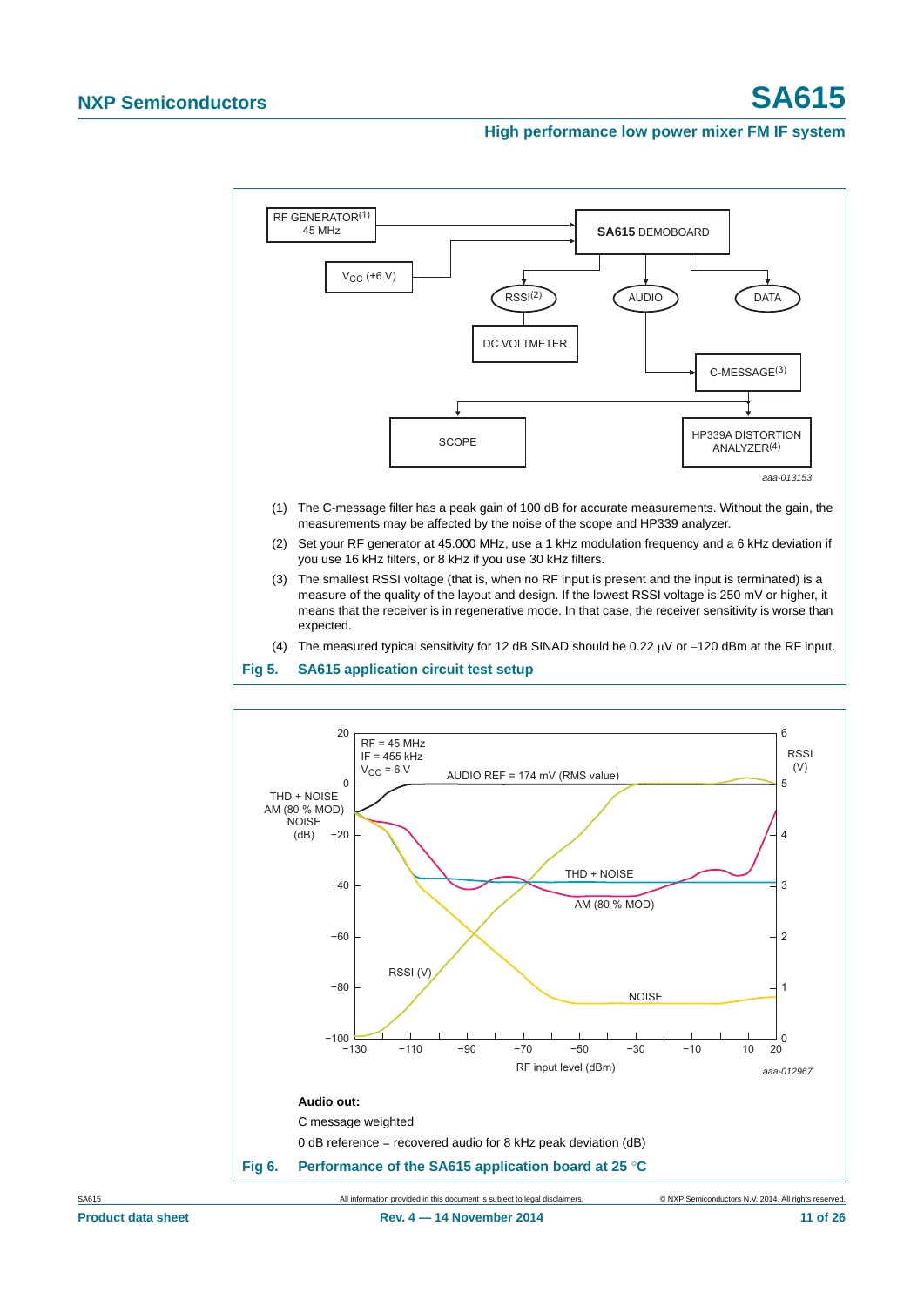(1) The C-message filter has a peak gain of 100 dB for accurate measurements. Without the gain, the measurements may be affected by the noise of the scope and HP339 analyzer.

(2) Set your RF generator at 45.000 MHz, use a 1 kHz modulation frequency and a 6 kHz deviation if you use 16 kHz filters, or 8 kHz if you use 30 kHz filters.

(3) The smallest RSSI voltage (that is, when no RF input is present and the input is terminated) is a measure of the quality of the layout and design. If the lowest RSSI voltage is 250 mV or higher, it means that the receiver is in regenerative mode. In that case, the receiver sensitivity is worse than expected.

(4) The measured typical sensitivity for 12 dB SINAD should be 0.22 μV or −120 dBm at the RF input.

**Fig 5. SA615 application circuit test setup**

**Audio out:**

C message weighted

0 dB reference = recovered audio for 8 kHz peak deviation (dB)

**Fig 6. Performance of the SA615 application board at 25 °C**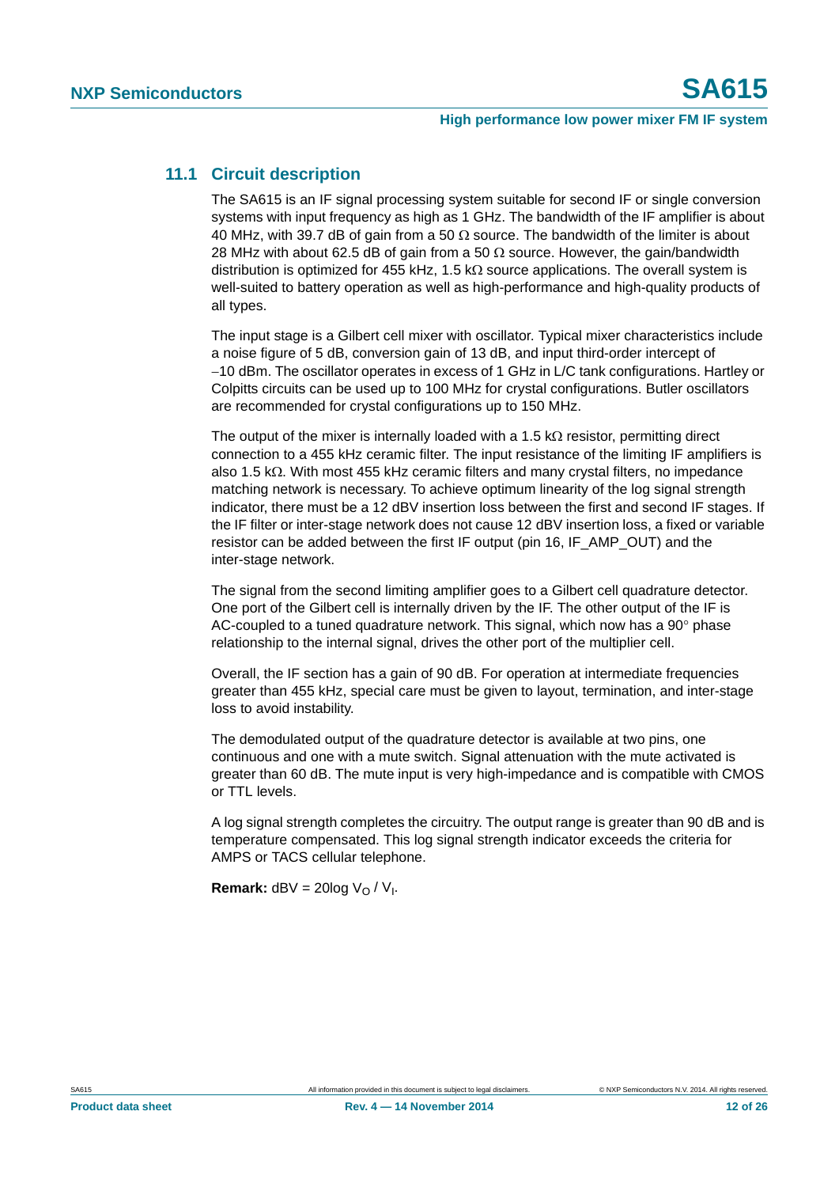## 11.1 Circuit description

The SA615 is an IF signal processing system suitable for second IF or single conversion systems with input frequency as high as 1 GHz. The bandwidth of the IF amplifier is about 40 MHz, with 39.7 dB of gain from a 50 Ω source. The bandwidth of the limiter is about 28 MHz with about 62.5 dB of gain from a 50 Ω source. However, the gain/bandwidth distribution is optimized for 455 kHz, 1.5 kΩ source applications. The overall system is well-suited to battery operation as well as high-performance and high-quality products of all types.

The input stage is a Gilbert cell mixer with oscillator. Typical mixer characteristics include a noise figure of 5 dB, conversion gain of 13 dB, and input third-order intercept of −10 dBm. The oscillator operates in excess of 1 GHz in L/C tank configurations. Hartley or Colpitts circuits can be used up to 100 MHz for crystal configurations. Butler oscillators are recommended for crystal configurations up to 150 MHz.

The output of the mixer is internally loaded with a 1.5 kΩ resistor, permitting direct connection to a 455 kHz ceramic filter. The input resistance of the limiting IF amplifiers is also 1.5 kΩ. With most 455 kHz ceramic filters and many crystal filters, no impedance matching network is necessary. To achieve optimum linearity of the log signal strength indicator, there must be a 12 dBV insertion loss between the first and second IF stages. If the IF filter or inter-stage network does not cause 12 dBV insertion loss, a fixed or variable resistor can be added between the first IF output (pin 16, IF_AMP_OUT) and the inter-stage network.

The signal from the second limiting amplifier goes to a Gilbert cell quadrature detector. One port of the Gilbert cell is internally driven by the IF. The other output of the IF is AC-coupled to a tuned quadrature network. This signal, which now has a 90° phase relationship to the internal signal, drives the other port of the multiplier cell.

Overall, the IF section has a gain of 90 dB. For operation at intermediate frequencies greater than 455 kHz, special care must be given to layout, termination, and inter-stage loss to avoid instability.

The demodulated output of the quadrature detector is available at two pins, one continuous and one with a mute switch. Signal attenuation with the mute activated is greater than 60 dB. The mute input is very high-impedance and is compatible with CMOS or TTL levels.

A log signal strength completes the circuitry. The output range is greater than 90 dB and is temperature compensated. This log signal strength indicator exceeds the criteria for AMPS or TACS cellular telephone.

**Remark:** dBV = 20log $V_O$ / $V_I$.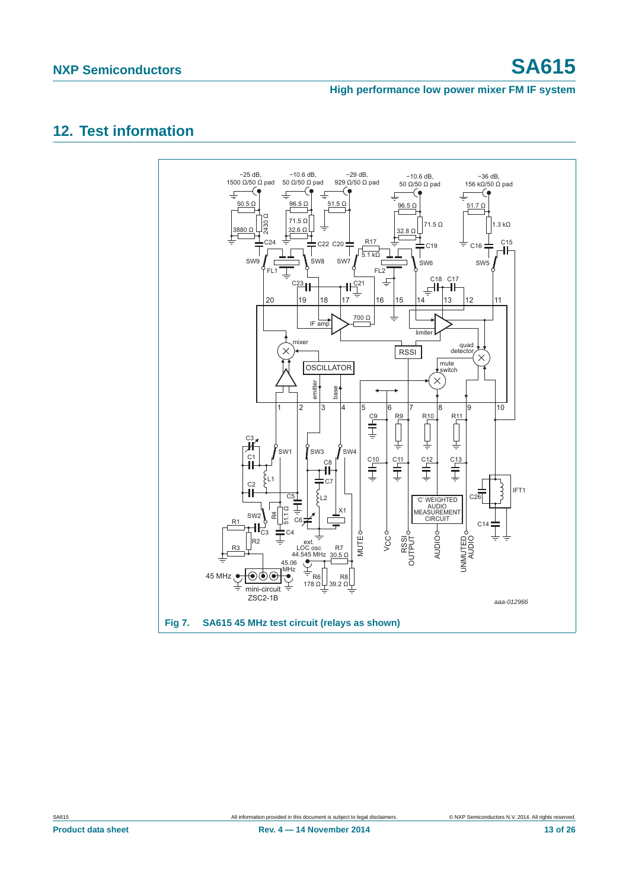## 12. Test information

Fig 7. SA615 45 MHz test circuit (relays as shown)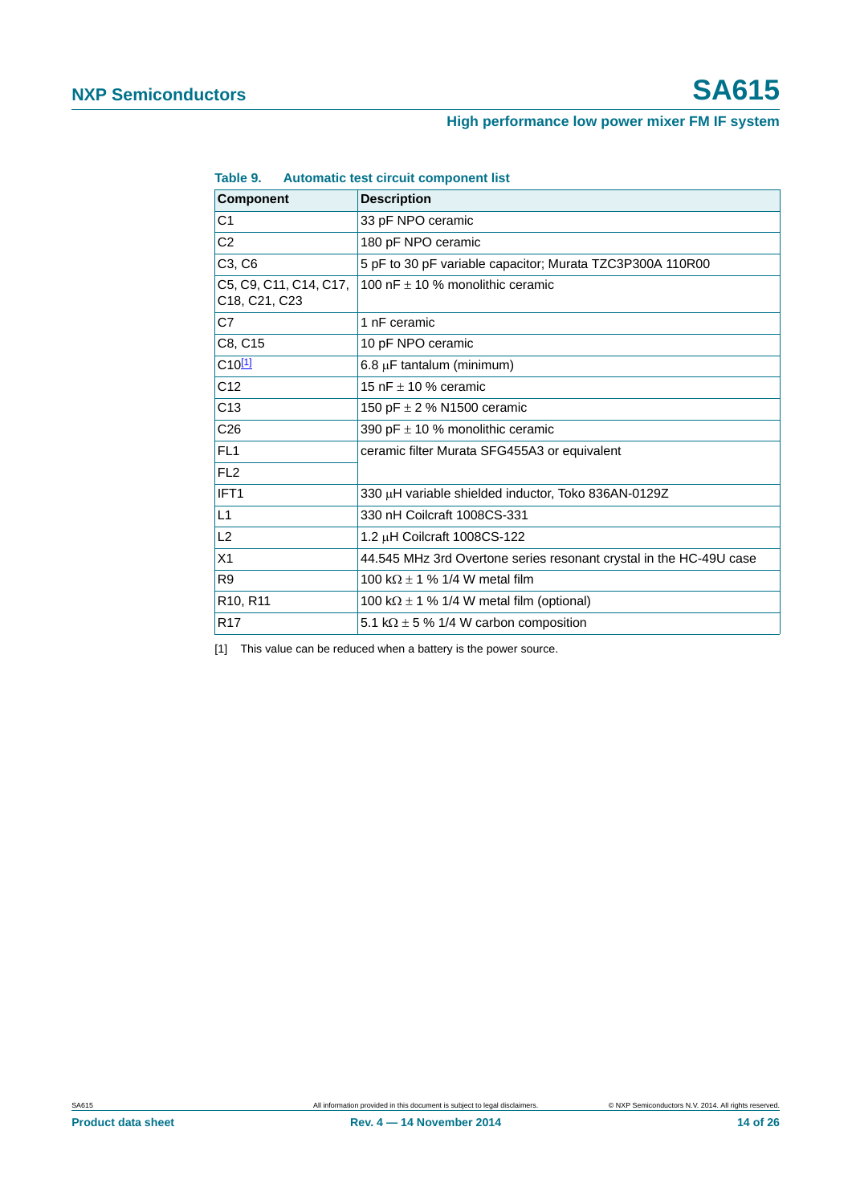**Table 9. Automatic test circuit component list**

| Component | Description |
|---|---|
| C1 | 33 pF NPO ceramic |
| C2 | 180 pF NPO ceramic |
| C3, C6 | 5 pF to 30 pF variable capacitor; Murata TZC3P300A 110R00 |
| C5, C9, C11, C14, C17, C18, C21, C23 | 100 nF ± 10 % monolithic ceramic |
| C7 | 1 nF ceramic |
| C8, C15 | 10 pF NPO ceramic |
| C10[1] | 6.8 μF tantalum (minimum) |
| C12 | 15 nF ± 10 % ceramic |
| C13 | 150 pF ± 2 % N1500 ceramic |
| C26 | 390 pF ± 10 % monolithic ceramic |
| FL1 | ceramic filter Murata SFG455A3 or equivalent |
| FL2 | |
| IFT1 | 330 μH variable shielded inductor, Toko 836AN-0129Z |
| L1 | 330 nH Coilcraft 1008CS-331 |
| L2 | 1.2 μH Coilcraft 1008CS-122 |
| X1 | 44.545 MHz 3rd Overtone series resonant crystal in the HC-49U case |
| R9 | 100 kΩ ± 1 % 1/4 W metal film |
| R10, R11 | 100 kΩ ± 1 % 1/4 W metal film (optional) |
| R17 | 5.1 kΩ ± 5 % 1/4 W carbon composition |

[1] This value can be reduced when a battery is the power source.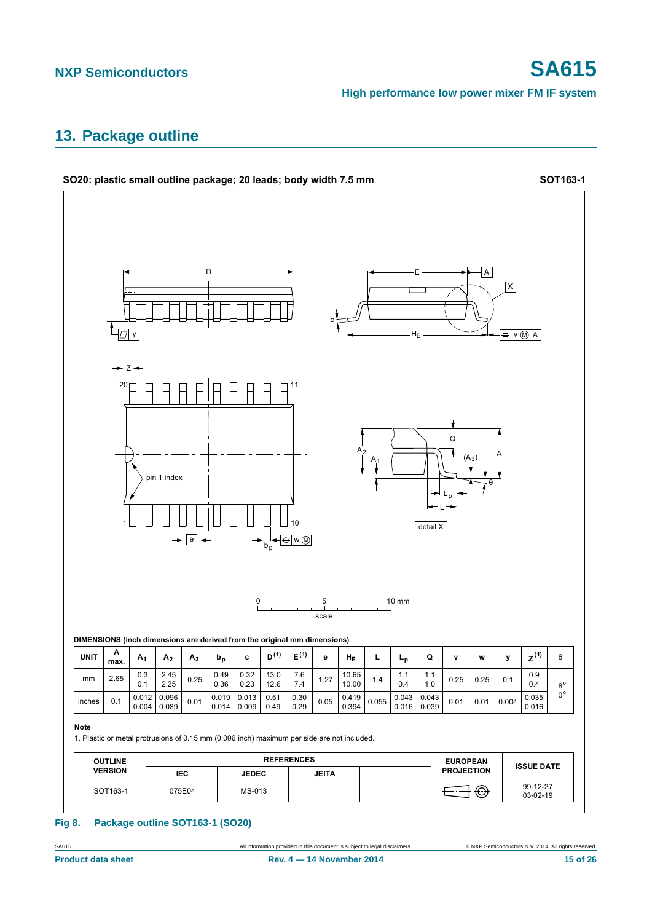## 13. Package outline

**SO20: plastic small outline package; 20 leads; body width 7.5 mm** **SOT163-1**

**DIMENSIONS (inch dimensions are derived from the original mm dimensions)**

| UNIT | A max. | $A_1$ | $A_2$ | $A_3$ | $b_p$ | c | D [1] | E [1] | e | $H_E$ | L | $L_p$ | Q | v | w | y | Z [1] | θ |
|---|---|---|---|---|---|---|---|---|---|---|---|---|---|---|---|---|---|---|
| mm | 2.65 | 0.3<br>0.1 | 2.45<br>2.25 | 0.25 | 0.49<br>0.36 | 0.32<br>0.23 | 13.0<br>12.6 | 7.6<br>7.4 | 1.27 | 10.65<br>10.00 | 1.4 | 1.1<br>0.4 | 1.1<br>1.0 | 0.25 | 0.25 | 0.1 | 0.9<br>0.4 | 8°<br>0° |
| inches | 0.1 | 0.012<br>0.004 | 0.096<br>0.089 | 0.01 | 0.019<br>0.014 | 0.013<br>0.009 | 0.51<br>0.49 | 0.30<br>0.29 | 0.05 | 0.419<br>0.394 | 0.055 | 0.043<br>0.016 | 0.043<br>0.039 | 0.01 | 0.01 | 0.004 | 0.035<br>0.016 | |

**Note**

1. Plastic or metal protrusions of 0.15 mm (0.006 inch) maximum per side are not included.

| OUTLINE VERSION | REFERENCES | | | | EUROPEAN PROJECTION | ISSUE DATE |
|---|---|---|---|---|---|---|
| | IEC | JEDEC | JEITA | | | |
| SOT163-1 | 075E04 | MS-013 | | | | ~~99-12-27~~<br>03-02-19 |

**Fig 8. Package outline SOT163-1 (SO20)**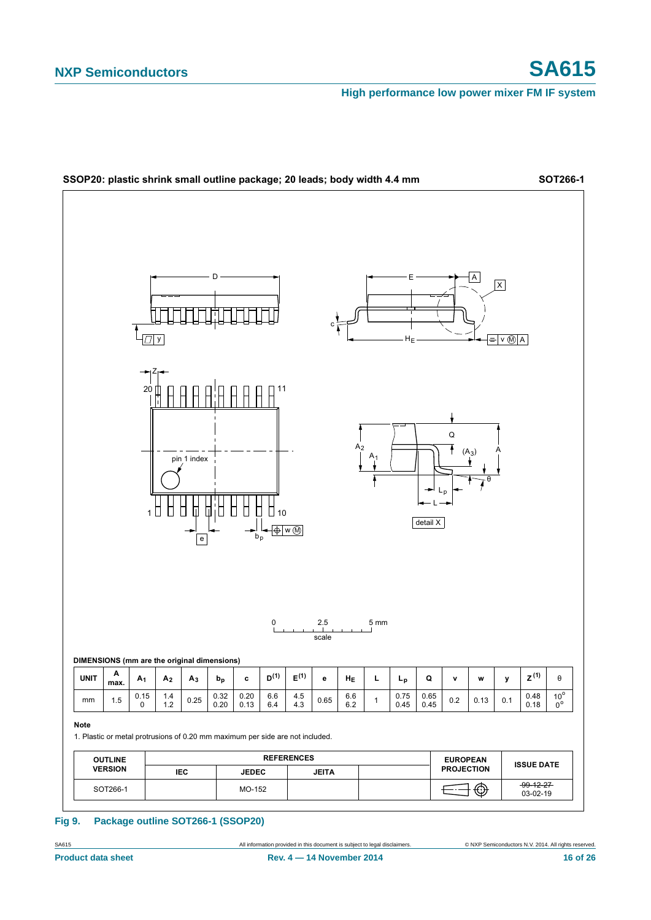**SSOP20: plastic shrink small outline package; 20 leads; body width 4.4 mm** **SOT266-1**

**DIMENSIONS (mm are the original dimensions)**

| UNIT | A max. | $A_1$ | $A_2$ | $A_3$ | $b_p$ | c | $D^{(1)}$ | $E^{(1)}$ | e | $H_E$ | L | $L_p$ | Q | v | w | y | $Z^{(1)}$ | θ |
|---|---|---|---|---|---|---|---|---|---|---|---|---|---|---|---|---|---|---|
| mm | 1.5 | 0.15<br>0 | 1.4<br>1.2 | 0.25 | 0.32<br>0.20 | 0.20<br>0.13 | 6.6<br>6.4 | 4.5<br>4.3 | 0.65 | 6.6<br>6.2 | 1 | 0.75<br>0.45 | 0.65<br>0.45 | 0.2 | 0.13 | 0.1 | 0.48<br>0.18 | 10°<br>0° |

**Note**

1. Plastic or metal protrusions of 0.20 mm maximum per side are not included.

| OUTLINE VERSION | REFERENCES | | | | EUROPEAN PROJECTION | ISSUE DATE |
|---|---|---|---|---|---|---|
| | IEC | JEDEC | JEITA | | | |
| SOT266-1 | | MO-152 | | | | ~~99-12-27~~<br>03-02-19 |

**Fig 9. Package outline SOT266-1 (SSOP20)**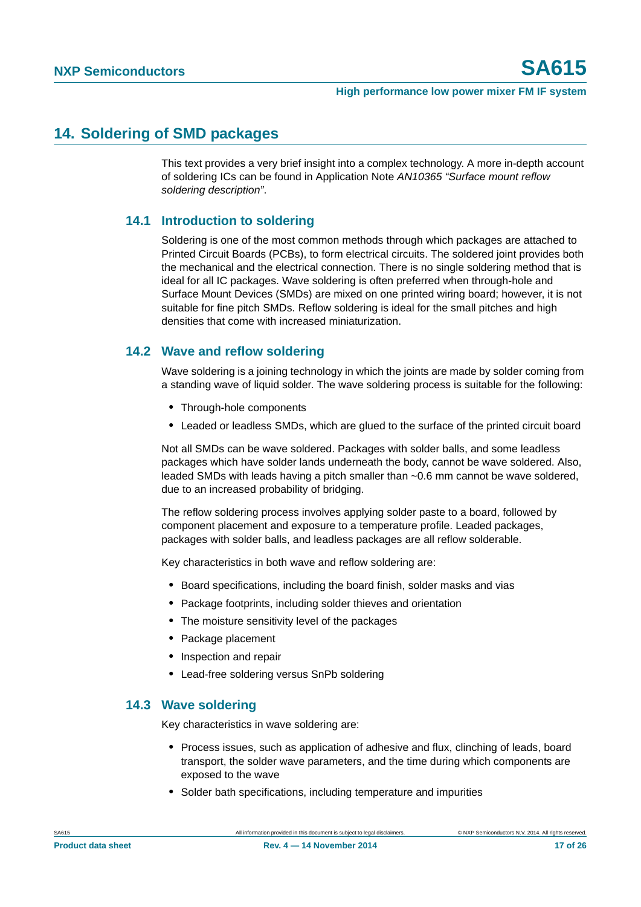## 14. Soldering of SMD packages

This text provides a very brief insight into a complex technology. A more in-depth account of soldering ICs can be found in Application Note *AN10365 "Surface mount reflow soldering description"*.

### 14.1 Introduction to soldering

Soldering is one of the most common methods through which packages are attached to Printed Circuit Boards (PCBs), to form electrical circuits. The soldered joint provides both the mechanical and the electrical connection. There is no single soldering method that is ideal for all IC packages. Wave soldering is often preferred when through-hole and Surface Mount Devices (SMDs) are mixed on one printed wiring board; however, it is not suitable for fine pitch SMDs. Reflow soldering is ideal for the small pitches and high densities that come with increased miniaturization.

### 14.2 Wave and reflow soldering

Wave soldering is a joining technology in which the joints are made by solder coming from a standing wave of liquid solder. The wave soldering process is suitable for the following:

- Through-hole components
- Leaded or leadless SMDs, which are glued to the surface of the printed circuit board

Not all SMDs can be wave soldered. Packages with solder balls, and some leadless packages which have solder lands underneath the body, cannot be wave soldered. Also, leaded SMDs with leads having a pitch smaller than ~0.6 mm cannot be wave soldered, due to an increased probability of bridging.

The reflow soldering process involves applying solder paste to a board, followed by component placement and exposure to a temperature profile. Leaded packages, packages with solder balls, and leadless packages are all reflow solderable.

Key characteristics in both wave and reflow soldering are:

- Board specifications, including the board finish, solder masks and vias
- Package footprints, including solder thieves and orientation
- The moisture sensitivity level of the packages
- Package placement
- Inspection and repair
- Lead-free soldering versus SnPb soldering

### 14.3 Wave soldering

Key characteristics in wave soldering are:

- Process issues, such as application of adhesive and flux, clinching of leads, board transport, the solder wave parameters, and the time during which components are exposed to the wave
- Solder bath specifications, including temperature and impurities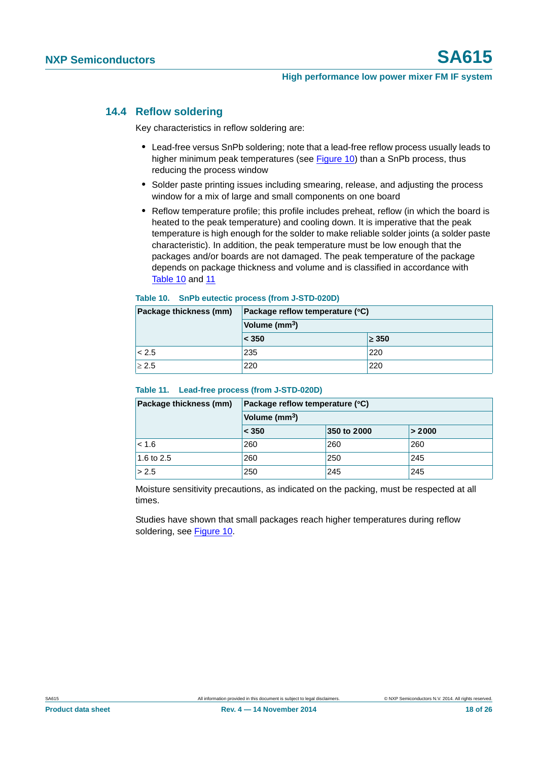### 14.4 Reflow soldering

Key characteristics in reflow soldering are:

- Lead-free versus SnPb soldering; note that a lead-free reflow process usually leads to higher minimum peak temperatures (see Figure 10) than a SnPb process, thus reducing the process window
- Solder paste printing issues including smearing, release, and adjusting the process window for a mix of large and small components on one board
- Reflow temperature profile; this profile includes preheat, reflow (in which the board is heated to the peak temperature) and cooling down. It is imperative that the peak temperature is high enough for the solder to make reliable solder joints (a solder paste characteristic). In addition, the peak temperature must be low enough that the packages and/or boards are not damaged. The peak temperature of the package depends on package thickness and volume and is classified in accordance with Table 10 and 11

**Table 10. SnPb eutectic process (from J-STD-020D)**

| Package thickness (mm) | Package reflow temperature (°C) | |
|---|---|---|
| | Volume ($mm^3$) | |
| | < 350 | ≥ 350 |
| < 2.5 | 235 | 220 |
| ≥ 2.5 | 220 | 220 |

**Table 11. Lead-free process (from J-STD-020D)**

| Package thickness (mm) | Package reflow temperature (°C) | | |
|---|---|---|---|
| | Volume ($mm^3$) | | |
| | < 350 | 350 to 2000 | > 2000 |
| < 1.6 | 260 | 260 | 260 |
| 1.6 to 2.5 | 260 | 250 | 245 |
| > 2.5 | 250 | 245 | 245 |

Moisture sensitivity precautions, as indicated on the packing, must be respected at all times.

Studies have shown that small packages reach higher temperatures during reflow soldering, see Figure 10.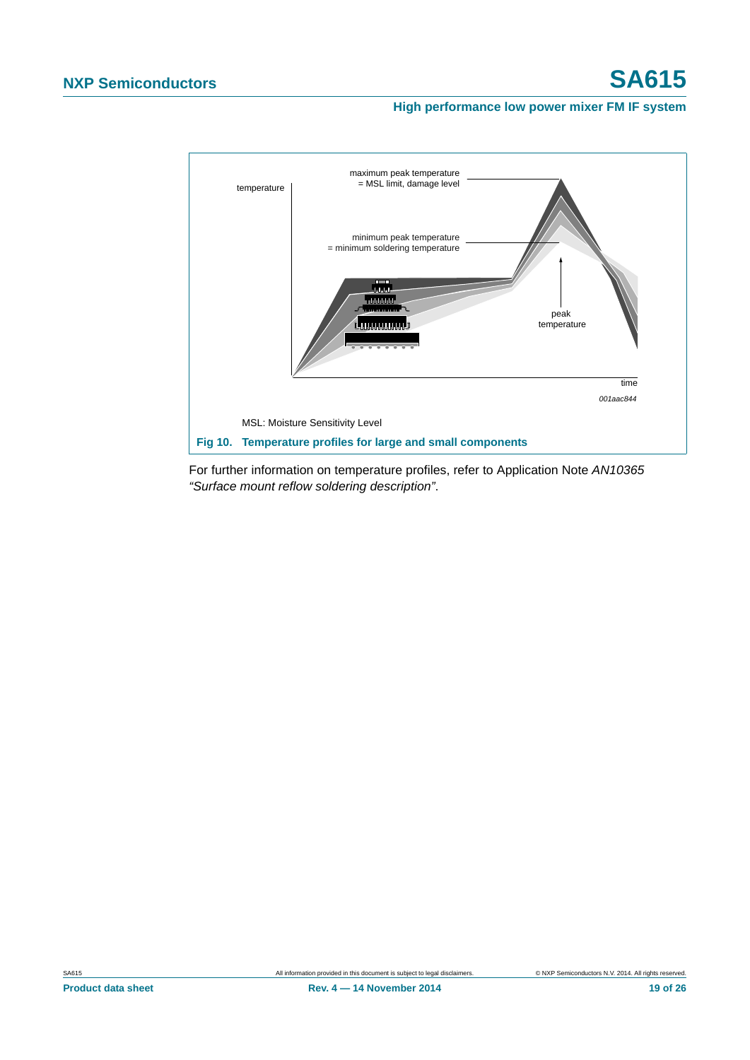MSL: Moisture Sensitivity Level

**Fig 10. Temperature profiles for large and small components**

For further information on temperature profiles, refer to Application Note *AN10365 "Surface mount reflow soldering description"*.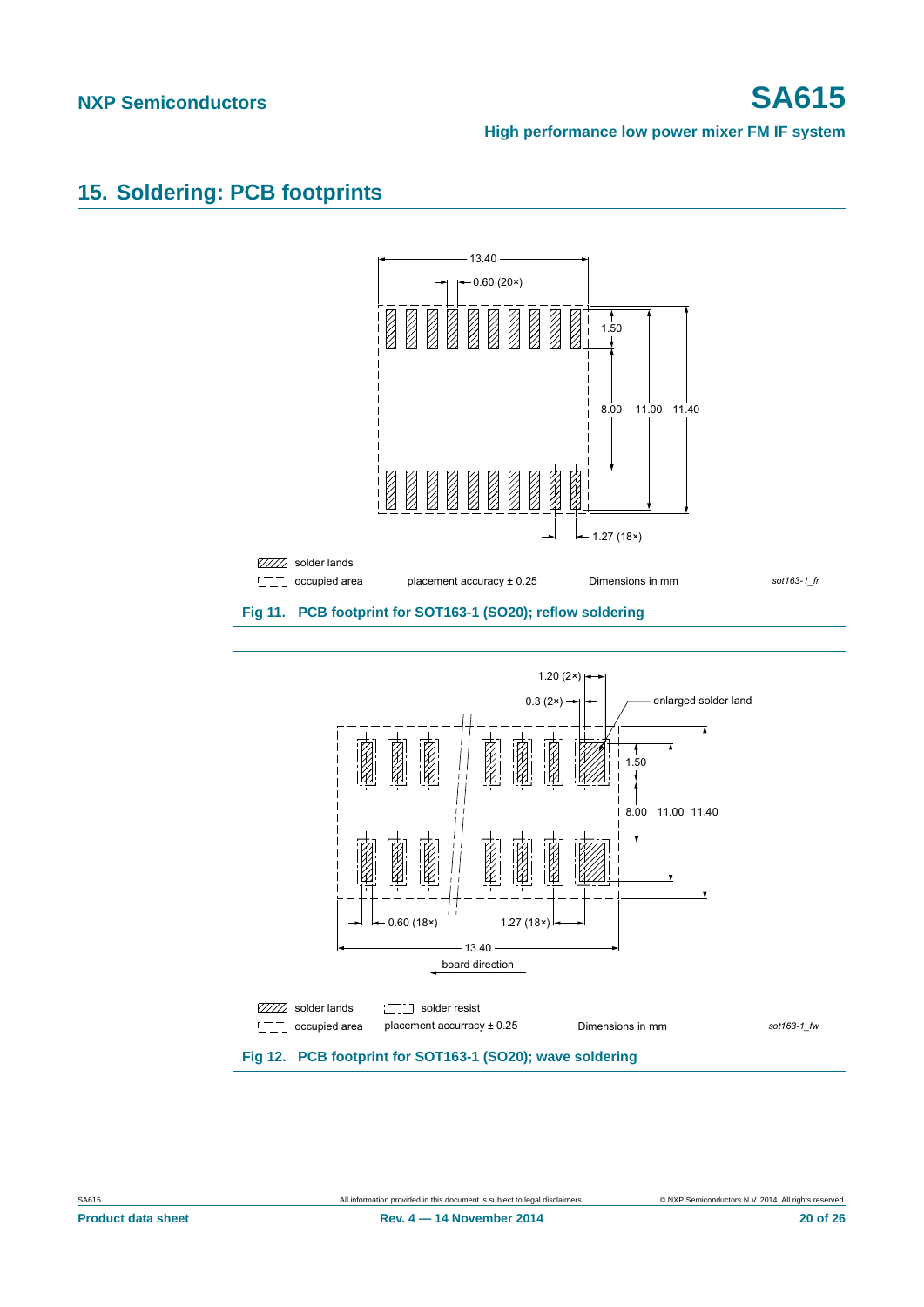## 15. Soldering: PCB footprints

13.40

0.60 (20×)

1.50

8.00  11.00  11.40

1.27 (18×)

solder lands

occupied area   placement accuracy ± 0.25   Dimensions in mm   *sot163-1_fr*

**Fig 11. PCB footprint for SOT163-1 (SO20); reflow soldering**

1.20 (2×)

0.3 (2×)

enlarged solder land

1.50

8.00  11.00  11.40

0.60 (18×)   1.27 (18×)

13.40

board direction

solder lands   solder resist

occupied area   placement accurracy ± 0.25   Dimensions in mm   *sot163-1_fw*

**Fig 12. PCB footprint for SOT163-1 (SO20); wave soldering**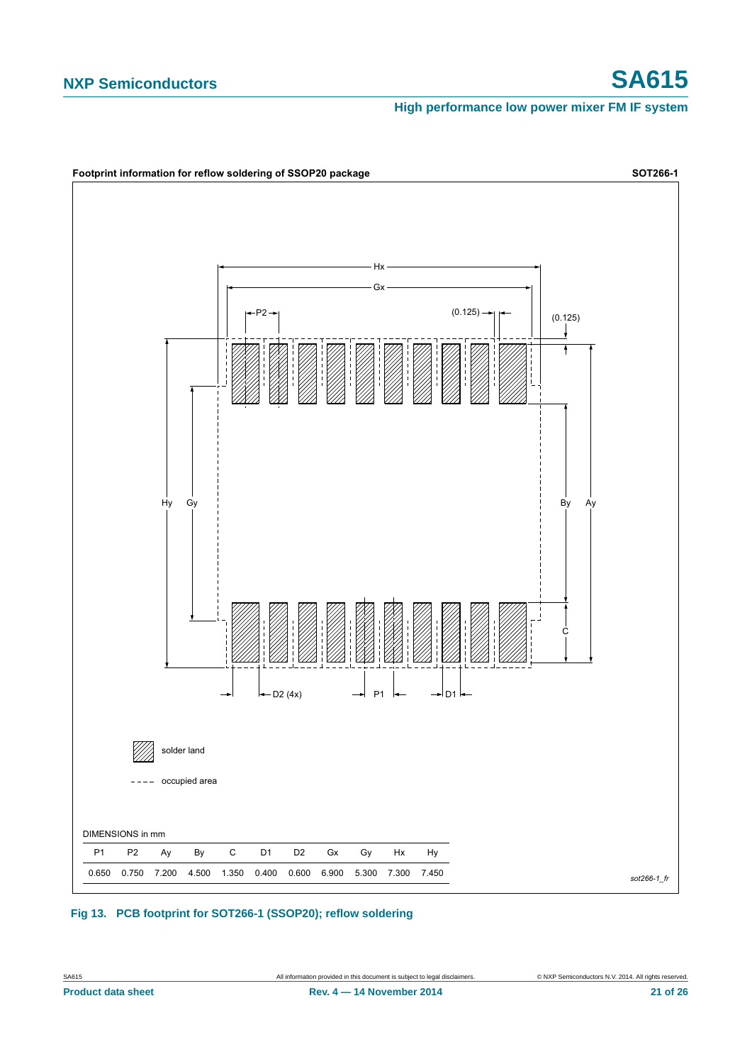**Footprint information for reflow soldering of SSOP20 package** **SOT266-1**

solder land

occupied area

DIMENSIONS in mm

| P1 | P2 | Ay | By | C | D1 | D2 | Gx | Gy | Hx | Hy |
|---|---|---|---|---|---|---|---|---|---|---|
| 0.650 | 0.750 | 7.200 | 4.500 | 1.350 | 0.400 | 0.600 | 6.900 | 5.300 | 7.300 | 7.450 |

*sot266-1_fr*

**Fig 13. PCB footprint for SOT266-1 (SSOP20); reflow soldering**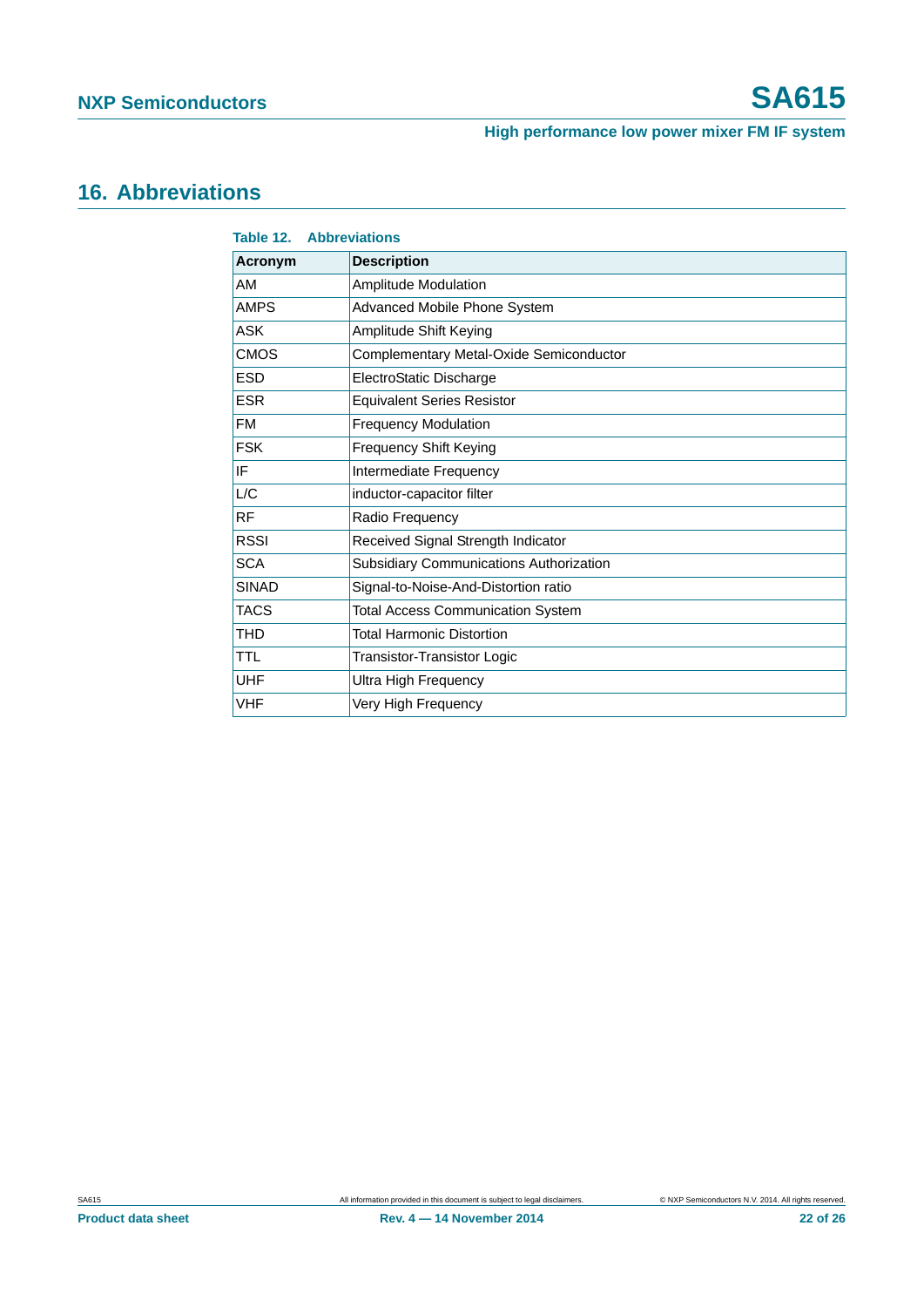## 16. Abbreviations

**Table 12. Abbreviations**

| Acronym | Description |
|---|---|
| AM | Amplitude Modulation |
| AMPS | Advanced Mobile Phone System |
| ASK | Amplitude Shift Keying |
| CMOS | Complementary Metal-Oxide Semiconductor |
| ESD | ElectroStatic Discharge |
| ESR | Equivalent Series Resistor |
| FM | Frequency Modulation |
| FSK | Frequency Shift Keying |
| IF | Intermediate Frequency |
| L/C | inductor-capacitor filter |
| RF | Radio Frequency |
| RSSI | Received Signal Strength Indicator |
| SCA | Subsidiary Communications Authorization |
| SINAD | Signal-to-Noise-And-Distortion ratio |
| TACS | Total Access Communication System |
| THD | Total Harmonic Distortion |
| TTL | Transistor-Transistor Logic |
| UHF | Ultra High Frequency |
| VHF | Very High Frequency |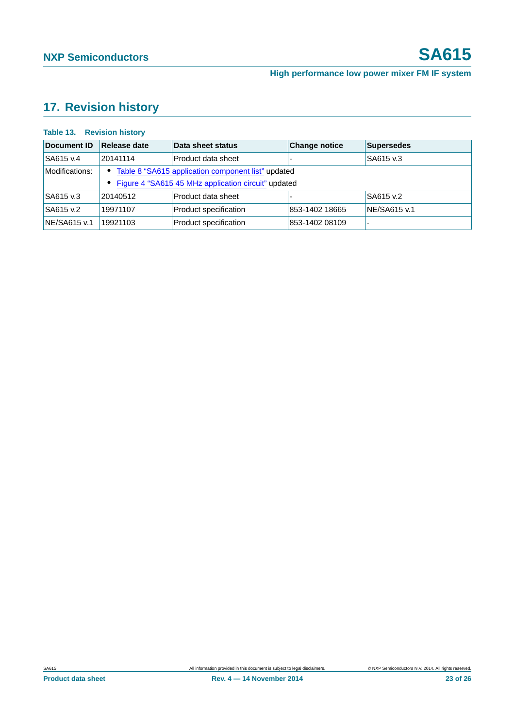## 17. Revision history

**Table 13. Revision history**

| Document ID | Release date | Data sheet status | Change notice | Supersedes |
|---|---|---|---|---|
| SA615 v.4 | 20141114 | Product data sheet | - | SA615 v.3 |
| Modifications: | • Table 8 "SA615 application component list" updated<br>• Figure 4 "SA615 45 MHz application circuit" updated | | | |
| SA615 v.3 | 20140512 | Product data sheet | - | SA615 v.2 |
| SA615 v.2 | 19971107 | Product specification | 853-1402 18665 | NE/SA615 v.1 |
| NE/SA615 v.1 | 19921103 | Product specification | 853-1402 08109 | - |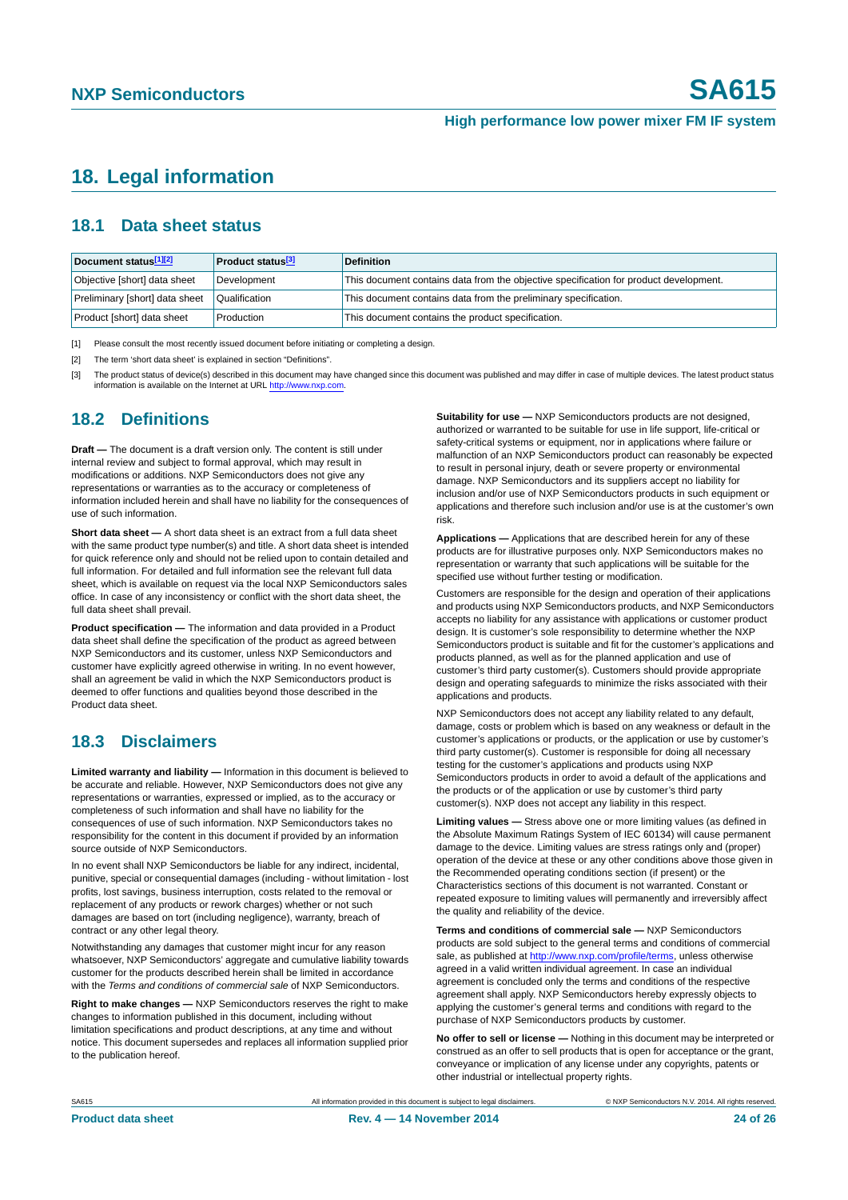# 18. Legal information

## 18.1 Data sheet status

| Document status[1][2] | Product status[3] | Definition |
|---|---|---|
| Objective [short] data sheet | Development | This document contains data from the objective specification for product development. |
| Preliminary [short] data sheet | Qualification | This document contains data from the preliminary specification. |
| Product [short] data sheet | Production | This document contains the product specification. |

[1] Please consult the most recently issued document before initiating or completing a design.

[2] The term 'short data sheet' is explained in section "Definitions".

[3] The product status of device(s) described in this document may have changed since this document was published and may differ in case of multiple devices. The latest product status information is available on the Internet at URL http://www.nxp.com.

## 18.2 Definitions

**Draft —** The document is a draft version only. The content is still under internal review and subject to formal approval, which may result in modifications or additions. NXP Semiconductors does not give any representations or warranties as to the accuracy or completeness of information included herein and shall have no liability for the consequences of use of such information.

**Short data sheet —** A short data sheet is an extract from a full data sheet with the same product type number(s) and title. A short data sheet is intended for quick reference only and should not be relied upon to contain detailed and full information. For detailed and full information see the relevant full data sheet, which is available on request via the local NXP Semiconductors sales office. In case of any inconsistency or conflict with the short data sheet, the full data sheet shall prevail.

**Product specification —** The information and data provided in a Product data sheet shall define the specification of the product as agreed between NXP Semiconductors and its customer, unless NXP Semiconductors and customer have explicitly agreed otherwise in writing. In no event however, shall an agreement be valid in which the NXP Semiconductors product is deemed to offer functions and qualities beyond those described in the Product data sheet.

## 18.3 Disclaimers

**Limited warranty and liability —** Information in this document is believed to be accurate and reliable. However, NXP Semiconductors does not give any representations or warranties, expressed or implied, as to the accuracy or completeness of such information and shall have no liability for the consequences of use of such information. NXP Semiconductors takes no responsibility for the content in this document if provided by an information source outside of NXP Semiconductors.

In no event shall NXP Semiconductors be liable for any indirect, incidental, punitive, special or consequential damages (including - without limitation - lost profits, lost savings, business interruption, costs related to the removal or replacement of any products or rework charges) whether or not such damages are based on tort (including negligence), warranty, breach of contract or any other legal theory.

Notwithstanding any damages that customer might incur for any reason whatsoever, NXP Semiconductors' aggregate and cumulative liability towards customer for the products described herein shall be limited in accordance with the *Terms and conditions of commercial sale* of NXP Semiconductors.

**Right to make changes —** NXP Semiconductors reserves the right to make changes to information published in this document, including without limitation specifications and product descriptions, at any time and without notice. This document supersedes and replaces all information supplied prior to the publication hereof.

**Suitability for use —** NXP Semiconductors products are not designed, authorized or warranted to be suitable for use in life support, life-critical or safety-critical systems or equipment, nor in applications where failure or malfunction of an NXP Semiconductors product can reasonably be expected to result in personal injury, death or severe property or environmental damage. NXP Semiconductors and its suppliers accept no liability for inclusion and/or use of NXP Semiconductors products in such equipment or applications and therefore such inclusion and/or use is at the customer's own risk.

**Applications —** Applications that are described herein for any of these products are for illustrative purposes only. NXP Semiconductors makes no representation or warranty that such applications will be suitable for the specified use without further testing or modification.

Customers are responsible for the design and operation of their applications and products using NXP Semiconductors products, and NXP Semiconductors accepts no liability for any assistance with applications or customer product design. It is customer's sole responsibility to determine whether the NXP Semiconductors product is suitable and fit for the customer's applications and products planned, as well as for the planned application and use of customer's third party customer(s). Customers should provide appropriate design and operating safeguards to minimize the risks associated with their applications and products.

NXP Semiconductors does not accept any liability related to any default, damage, costs or problem which is based on any weakness or default in the customer's applications or products, or the application or use by customer's third party customer(s). Customer is responsible for doing all necessary testing for the customer's applications and products using NXP Semiconductors products in order to avoid a default of the applications and the products or of the application or use by customer's third party customer(s). NXP does not accept any liability in this respect.

**Limiting values —** Stress above one or more limiting values (as defined in the Absolute Maximum Ratings System of IEC 60134) will cause permanent damage to the device. Limiting values are stress ratings only and (proper) operation of the device at these or any other conditions above those given in the Recommended operating conditions section (if present) or the Characteristics sections of this document is not warranted. Constant or repeated exposure to limiting values will permanently and irreversibly affect the quality and reliability of the device.

**Terms and conditions of commercial sale —** NXP Semiconductors products are sold subject to the general terms and conditions of commercial sale, as published at http://www.nxp.com/profile/terms, unless otherwise agreed in a valid written individual agreement. In case an individual agreement is concluded only the terms and conditions of the respective agreement shall apply. NXP Semiconductors hereby expressly objects to applying the customer's general terms and conditions with regard to the purchase of NXP Semiconductors products by customer.

**No offer to sell or license —** Nothing in this document may be interpreted or construed as an offer to sell products that is open for acceptance or the grant, conveyance or implication of any license under any copyrights, patents or other industrial or intellectual property rights.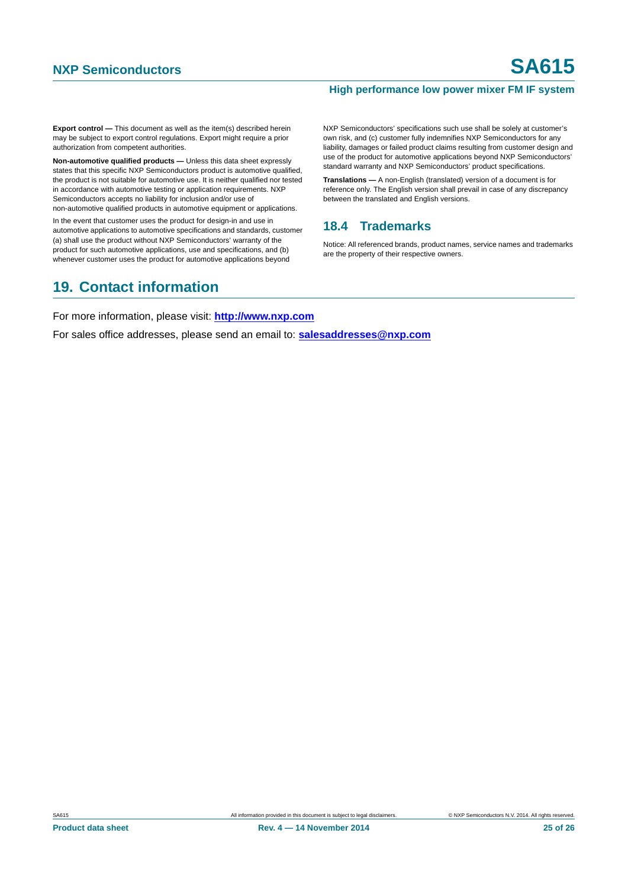**Export control —** This document as well as the item(s) described herein may be subject to export control regulations. Export might require a prior authorization from competent authorities.

**Non-automotive qualified products —** Unless this data sheet expressly states that this specific NXP Semiconductors product is automotive qualified, the product is not suitable for automotive use. It is neither qualified nor tested in accordance with automotive testing or application requirements. NXP Semiconductors accepts no liability for inclusion and/or use of non-automotive qualified products in automotive equipment or applications.

In the event that customer uses the product for design-in and use in automotive applications to automotive specifications and standards, customer (a) shall use the product without NXP Semiconductors' warranty of the product for such automotive applications, use and specifications, and (b) whenever customer uses the product for automotive applications beyond NXP Semiconductors' specifications such use shall be solely at customer's own risk, and (c) customer fully indemnifies NXP Semiconductors for any liability, damages or failed product claims resulting from customer design and use of the product for automotive applications beyond NXP Semiconductors' standard warranty and NXP Semiconductors' product specifications.

**Translations —** A non-English (translated) version of a document is for reference only. The English version shall prevail in case of any discrepancy between the translated and English versions.

### 18.4 Trademarks

Notice: All referenced brands, product names, service names and trademarks are the property of their respective owners.

## 19. Contact information

For more information, please visit: **http://www.nxp.com**

For sales office addresses, please send an email to: **salesaddresses@nxp.com**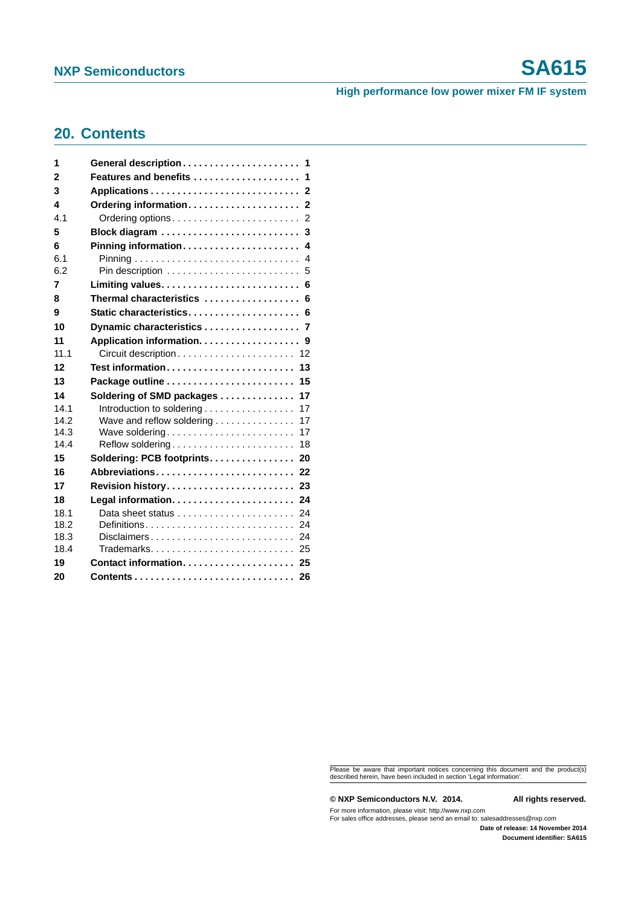## 20. Contents

| | | |
|---|---|---|
| **1** | **General description** | **1** |
| **2** | **Features and benefits** | **1** |
| **3** | **Applications** | **2** |
| **4** | **Ordering information** | **2** |
| 4.1 | Ordering options | 2 |
| **5** | **Block diagram** | **3** |
| **6** | **Pinning information** | **4** |
| 6.1 | Pinning | 4 |
| 6.2 | Pin description | 5 |
| **7** | **Limiting values** | **6** |
| **8** | **Thermal characteristics** | **6** |
| **9** | **Static characteristics** | **6** |
| **10** | **Dynamic characteristics** | **7** |
| **11** | **Application information** | **9** |
| 11.1 | Circuit description | 12 |
| **12** | **Test information** | **13** |
| **13** | **Package outline** | **15** |
| **14** | **Soldering of SMD packages** | **17** |
| 14.1 | Introduction to soldering | 17 |
| 14.2 | Wave and reflow soldering | 17 |
| 14.3 | Wave soldering | 17 |
| 14.4 | Reflow soldering | 18 |
| **15** | **Soldering: PCB footprints** | **20** |
| **16** | **Abbreviations** | **22** |
| **17** | **Revision history** | **23** |
| **18** | **Legal information** | **24** |
| 18.1 | Data sheet status | 24 |
| 18.2 | Definitions | 24 |
| 18.3 | Disclaimers | 24 |
| 18.4 | Trademarks | 25 |
| **19** | **Contact information** | **25** |
| **20** | **Contents** | **26** |

Please be aware that important notices concerning this document and the product(s) described herein, have been included in section 'Legal information'.

**© NXP Semiconductors N.V. 2014. All rights reserved.**

For more information, please visit: http://www.nxp.com
For sales office addresses, please send an email to: salesaddresses@nxp.com

**Date of release: 14 November 2014**
**Document identifier: SA615**